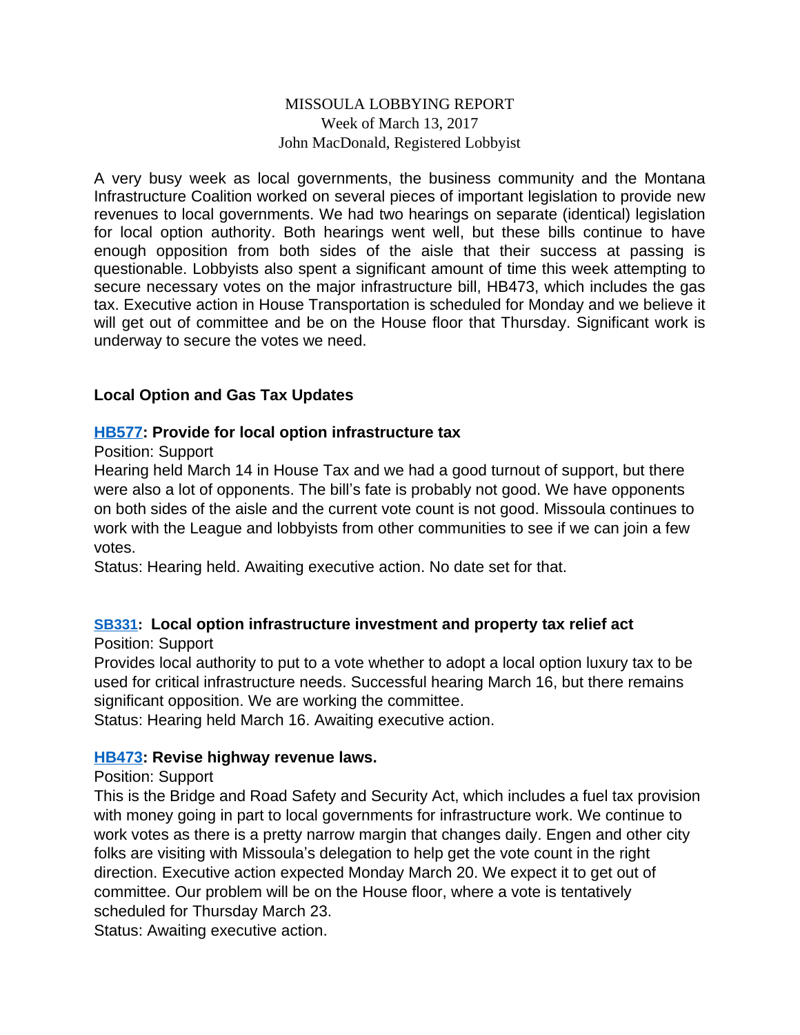MISSOULA LOBBYING REPORT
Week of March 13, 2017
John MacDonald, Registered Lobbyist

A very busy week as local governments, the business community and the Montana Infrastructure Coalition worked on several pieces of important legislation to provide new revenues to local governments. We had two hearings on separate (identical) legislation for local option authority. Both hearings went well, but these bills continue to have enough opposition from both sides of the aisle that their success at passing is questionable. Lobbyists also spent a significant amount of time this week attempting to secure necessary votes on the major infrastructure bill, HB473, which includes the gas tax. Executive action in House Transportation is scheduled for Monday and we believe it will get out of committee and be on the House floor that Thursday. Significant work is underway to secure the votes we need.

## Local Option and Gas Tax Updates

### HB577: Provide for local option infrastructure tax

Position: Support

Hearing held March 14 in House Tax and we had a good turnout of support, but there were also a lot of opponents. The bill's fate is probably not good. We have opponents on both sides of the aisle and the current vote count is not good. Missoula continues to work with the League and lobbyists from other communities to see if we can join a few votes.

Status: Hearing held. Awaiting executive action. No date set for that.

### SB331: Local option infrastructure investment and property tax relief act

Position: Support

Provides local authority to put to a vote whether to adopt a local option luxury tax to be used for critical infrastructure needs. Successful hearing March 16, but there remains significant opposition. We are working the committee.

Status: Hearing held March 16. Awaiting executive action.

### HB473: Revise highway revenue laws.

Position: Support

This is the Bridge and Road Safety and Security Act, which includes a fuel tax provision with money going in part to local governments for infrastructure work. We continue to work votes as there is a pretty narrow margin that changes daily. Engen and other city folks are visiting with Missoula's delegation to help get the vote count in the right direction. Executive action expected Monday March 20. We expect it to get out of committee. Our problem will be on the House floor, where a vote is tentatively scheduled for Thursday March 23.

Status: Awaiting executive action.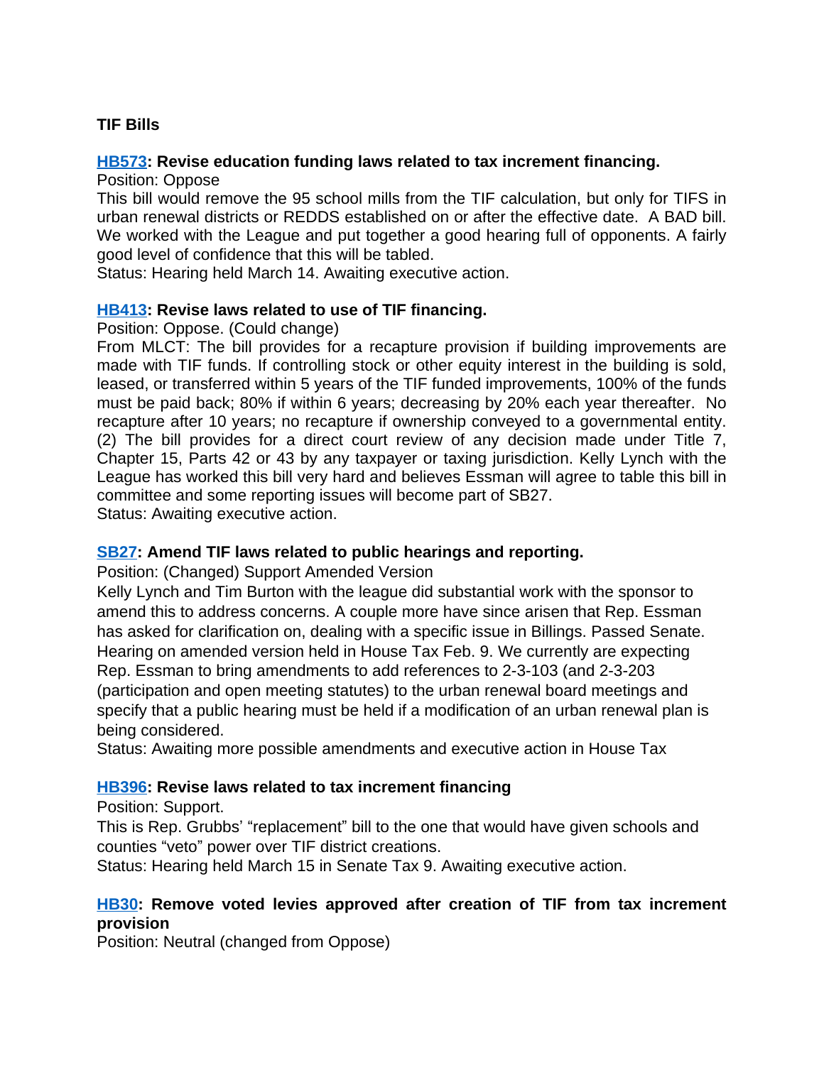**TIF Bills**

**[HB573](HB573): Revise education funding laws related to tax increment financing.**

Position: Oppose

This bill would remove the 95 school mills from the TIF calculation, but only for TIFS in urban renewal districts or REDDS established on or after the effective date. A BAD bill. We worked with the League and put together a good hearing full of opponents. A fairly good level of confidence that this will be tabled.

Status: Hearing held March 14. Awaiting executive action.

**[HB413](HB413): Revise laws related to use of TIF financing.**

Position: Oppose. (Could change)

From MLCT: The bill provides for a recapture provision if building improvements are made with TIF funds. If controlling stock or other equity interest in the building is sold, leased, or transferred within 5 years of the TIF funded improvements, 100% of the funds must be paid back; 80% if within 6 years; decreasing by 20% each year thereafter. No recapture after 10 years; no recapture if ownership conveyed to a governmental entity. (2) The bill provides for a direct court review of any decision made under Title 7, Chapter 15, Parts 42 or 43 by any taxpayer or taxing jurisdiction. Kelly Lynch with the League has worked this bill very hard and believes Essman will agree to table this bill in committee and some reporting issues will become part of SB27.

Status: Awaiting executive action.

**[SB27](SB27): Amend TIF laws related to public hearings and reporting.**

Position: (Changed) Support Amended Version

Kelly Lynch and Tim Burton with the league did substantial work with the sponsor to amend this to address concerns. A couple more have since arisen that Rep. Essman has asked for clarification on, dealing with a specific issue in Billings. Passed Senate. Hearing on amended version held in House Tax Feb. 9. We currently are expecting Rep. Essman to bring amendments to add references to 2-3-103 (and 2-3-203 (participation and open meeting statutes) to the urban renewal board meetings and specify that a public hearing must be held if a modification of an urban renewal plan is being considered.

Status: Awaiting more possible amendments and executive action in House Tax

**[HB396](HB396): Revise laws related to tax increment financing**

Position: Support.

This is Rep. Grubbs' "replacement" bill to the one that would have given schools and counties "veto" power over TIF district creations.

Status: Hearing held March 15 in Senate Tax 9. Awaiting executive action.

**[HB30](HB30): Remove voted levies approved after creation of TIF from tax increment provision**

Position: Neutral (changed from Oppose)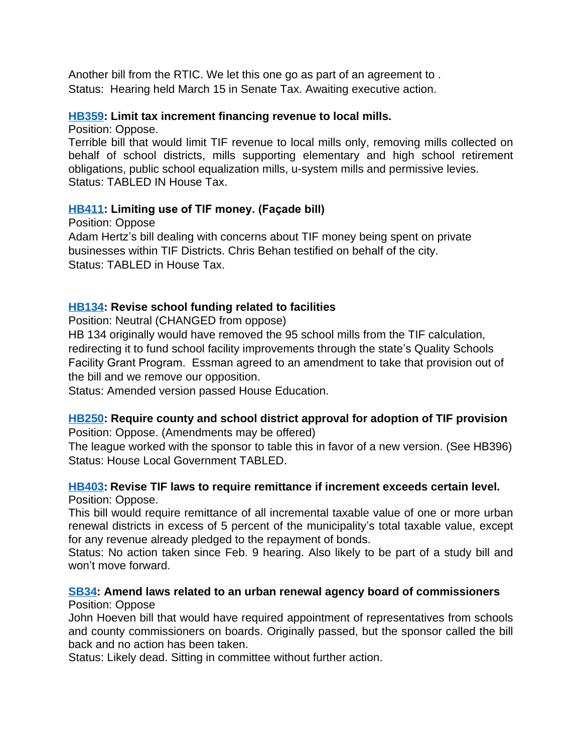Another bill from the RTIC. We let this one go as part of an agreement to .
Status: Hearing held March 15 in Senate Tax. Awaiting executive action.

**HB359: Limit tax increment financing revenue to local mills.**
Position: Oppose.
Terrible bill that would limit TIF revenue to local mills only, removing mills collected on behalf of school districts, mills supporting elementary and high school retirement obligations, public school equalization mills, u-system mills and permissive levies.
Status: TABLED IN House Tax.

**HB411: Limiting use of TIF money. (Façade bill)**
Position: Oppose
Adam Hertz's bill dealing with concerns about TIF money being spent on private businesses within TIF Districts. Chris Behan testified on behalf of the city.
Status: TABLED in House Tax.

**HB134: Revise school funding related to facilities**
Position: Neutral (CHANGED from oppose)
HB 134 originally would have removed the 95 school mills from the TIF calculation, redirecting it to fund school facility improvements through the state's Quality Schools Facility Grant Program. Essman agreed to an amendment to take that provision out of the bill and we remove our opposition.
Status: Amended version passed House Education.

**HB250: Require county and school district approval for adoption of TIF provision**
Position: Oppose. (Amendments may be offered)
The league worked with the sponsor to table this in favor of a new version. (See HB396)
Status: House Local Government TABLED.

**HB403: Revise TIF laws to require remittance if increment exceeds certain level.**
Position: Oppose.
This bill would require remittance of all incremental taxable value of one or more urban renewal districts in excess of 5 percent of the municipality's total taxable value, except for any revenue already pledged to the repayment of bonds.
Status: No action taken since Feb. 9 hearing. Also likely to be part of a study bill and won't move forward.

**SB34: Amend laws related to an urban renewal agency board of commissioners**
Position: Oppose
John Hoeven bill that would have required appointment of representatives from schools and county commissioners on boards. Originally passed, but the sponsor called the bill back and no action has been taken.
Status: Likely dead. Sitting in committee without further action.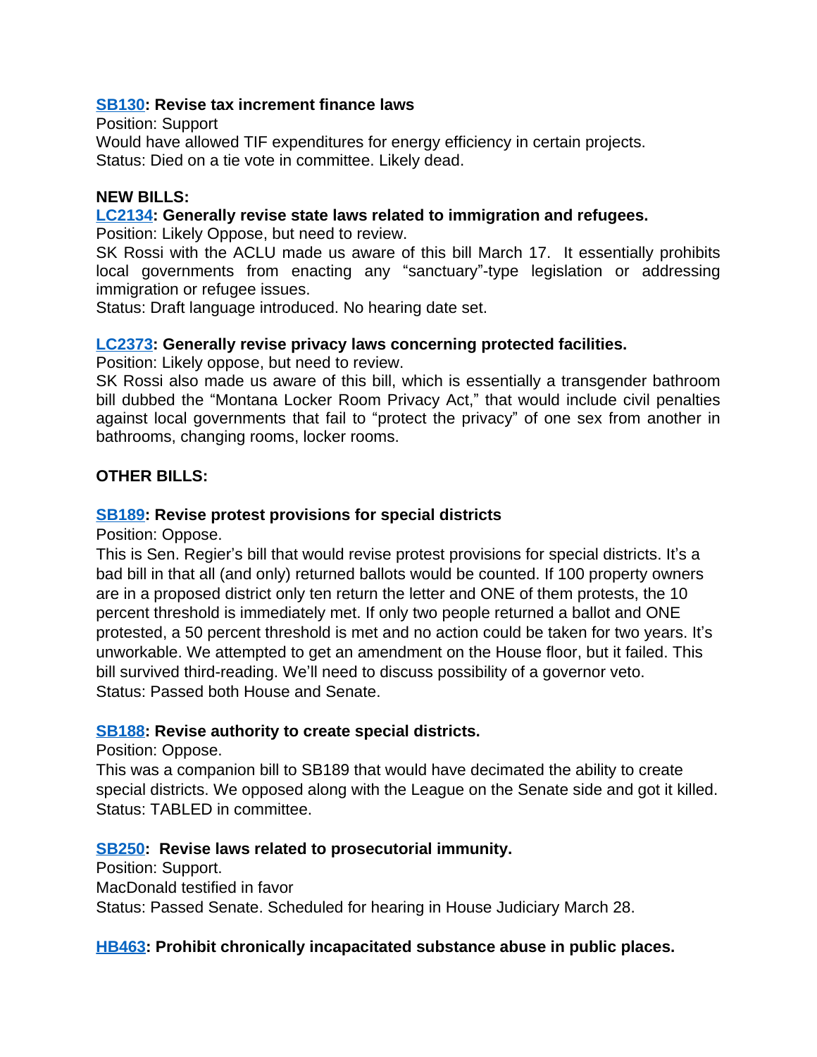**SB130: Revise tax increment finance laws**

Position: Support

Would have allowed TIF expenditures for energy efficiency in certain projects.

Status: Died on a tie vote in committee. Likely dead.

**NEW BILLS:**

**LC2134: Generally revise state laws related to immigration and refugees.**

Position: Likely Oppose, but need to review.

SK Rossi with the ACLU made us aware of this bill March 17. It essentially prohibits local governments from enacting any "sanctuary"-type legislation or addressing immigration or refugee issues.

Status: Draft language introduced. No hearing date set.

**LC2373: Generally revise privacy laws concerning protected facilities.**

Position: Likely oppose, but need to review.

SK Rossi also made us aware of this bill, which is essentially a transgender bathroom bill dubbed the "Montana Locker Room Privacy Act," that would include civil penalties against local governments that fail to "protect the privacy" of one sex from another in bathrooms, changing rooms, locker rooms.

**OTHER BILLS:**

**SB189: Revise protest provisions for special districts**

Position: Oppose.

This is Sen. Regier's bill that would revise protest provisions for special districts. It's a bad bill in that all (and only) returned ballots would be counted. If 100 property owners are in a proposed district only ten return the letter and ONE of them protests, the 10 percent threshold is immediately met. If only two people returned a ballot and ONE protested, a 50 percent threshold is met and no action could be taken for two years. It's unworkable. We attempted to get an amendment on the House floor, but it failed. This bill survived third-reading. We'll need to discuss possibility of a governor veto.

Status: Passed both House and Senate.

**SB188: Revise authority to create special districts.**

Position: Oppose.

This was a companion bill to SB189 that would have decimated the ability to create special districts. We opposed along with the League on the Senate side and got it killed.

Status: TABLED in committee.

**SB250: Revise laws related to prosecutorial immunity.**

Position: Support.

MacDonald testified in favor

Status: Passed Senate. Scheduled for hearing in House Judiciary March 28.

**HB463: Prohibit chronically incapacitated substance abuse in public places.**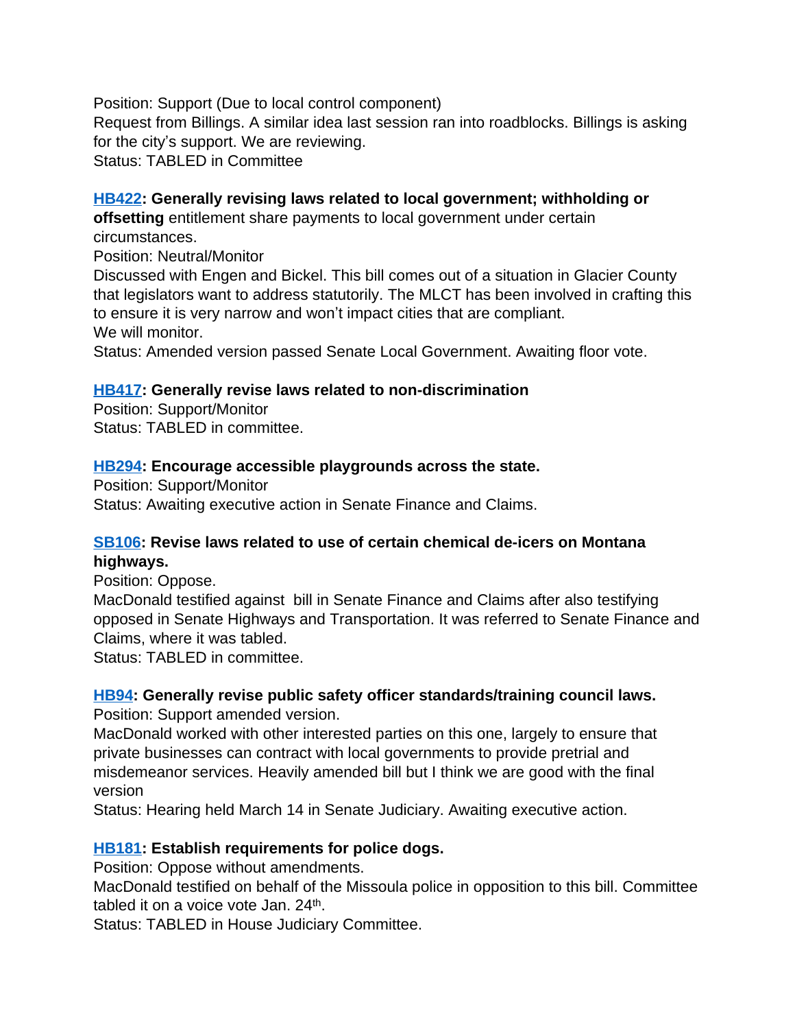Position: Support (Due to local control component)
Request from Billings. A similar idea last session ran into roadblocks. Billings is asking for the city's support. We are reviewing.
Status: TABLED in Committee

**HB422: Generally revising laws related to local government; withholding or offsetting** entitlement share payments to local government under certain circumstances.
Position: Neutral/Monitor
Discussed with Engen and Bickel. This bill comes out of a situation in Glacier County that legislators want to address statutorily. The MLCT has been involved in crafting this to ensure it is very narrow and won't impact cities that are compliant.
We will monitor.
Status: Amended version passed Senate Local Government. Awaiting floor vote.

**HB417: Generally revise laws related to non-discrimination**
Position: Support/Monitor
Status: TABLED in committee.

**HB294: Encourage accessible playgrounds across the state.**
Position: Support/Monitor
Status: Awaiting executive action in Senate Finance and Claims.

**SB106: Revise laws related to use of certain chemical de-icers on Montana highways.**
Position: Oppose.
MacDonald testified against bill in Senate Finance and Claims after also testifying opposed in Senate Highways and Transportation. It was referred to Senate Finance and Claims, where it was tabled.
Status: TABLED in committee.

**HB94: Generally revise public safety officer standards/training council laws.**
Position: Support amended version.
MacDonald worked with other interested parties on this one, largely to ensure that private businesses can contract with local governments to provide pretrial and misdemeanor services. Heavily amended bill but I think we are good with the final version
Status: Hearing held March 14 in Senate Judiciary. Awaiting executive action.

**HB181: Establish requirements for police dogs.**
Position: Oppose without amendments.
MacDonald testified on behalf of the Missoula police in opposition to this bill. Committee tabled it on a voice vote Jan. 24th.
Status: TABLED in House Judiciary Committee.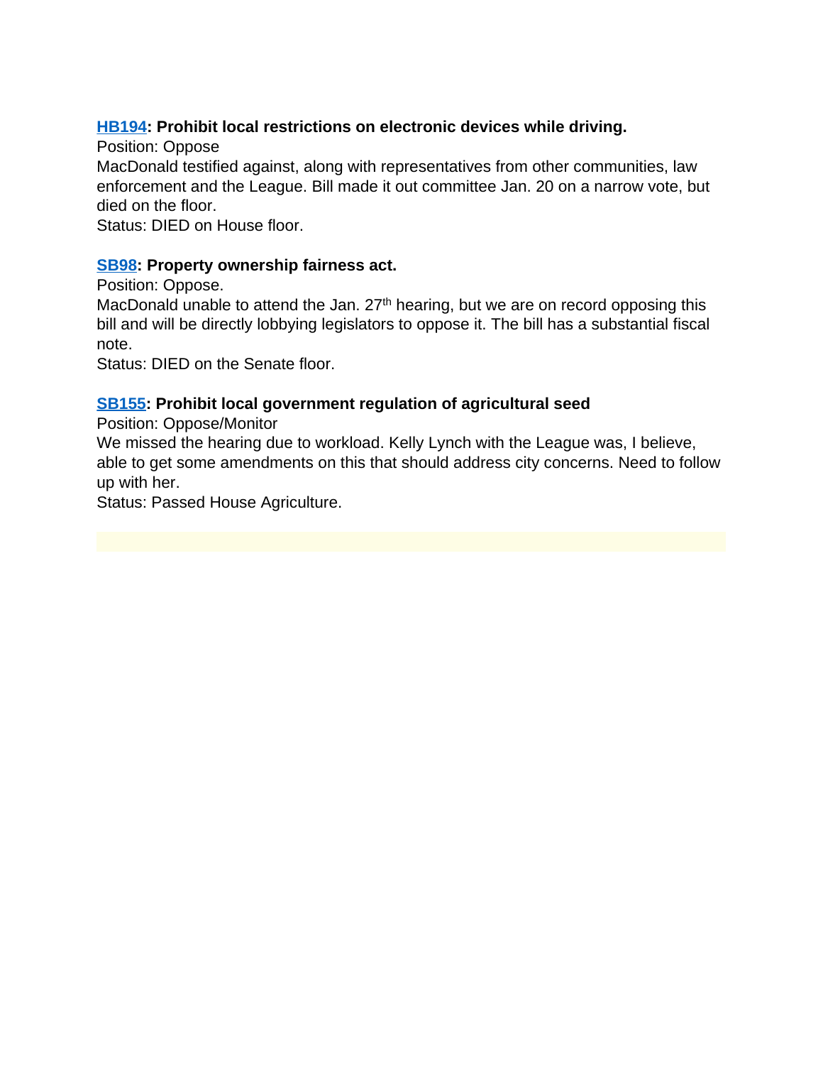**HB194: Prohibit local restrictions on electronic devices while driving.**
Position: Oppose
MacDonald testified against, along with representatives from other communities, law enforcement and the League. Bill made it out committee Jan. 20 on a narrow vote, but died on the floor.
Status: DIED on House floor.

**SB98: Property ownership fairness act.**
Position: Oppose.
MacDonald unable to attend the Jan. 27th hearing, but we are on record opposing this bill and will be directly lobbying legislators to oppose it. The bill has a substantial fiscal note.
Status: DIED on the Senate floor.

**SB155: Prohibit local government regulation of agricultural seed**
Position: Oppose/Monitor
We missed the hearing due to workload. Kelly Lynch with the League was, I believe, able to get some amendments on this that should address city concerns. Need to follow up with her.
Status: Passed House Agriculture.